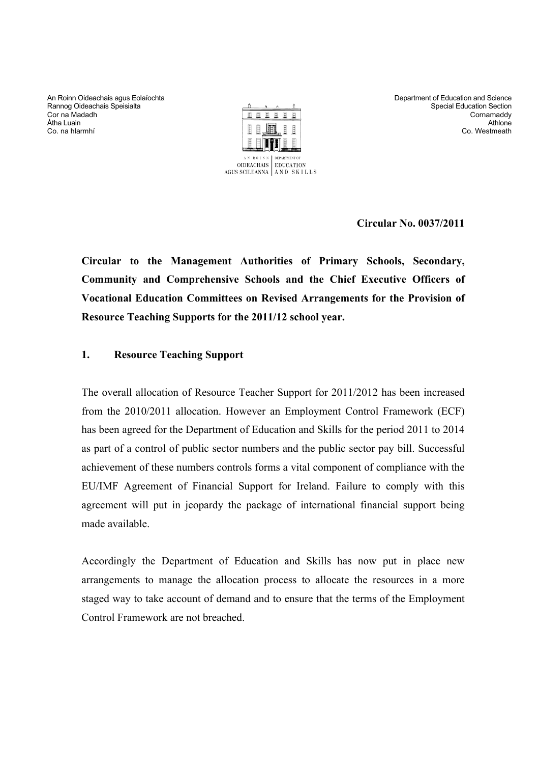An Roinn Oideachais agus Eolaíochta
Rannog Oideachais Speisialta
Cor na Madadh
Átha Luain
Co. na hIarmhí

Department of Education and Science
Special Education Section
Cornamaddy
Athlone
Co. Westmeath

**Circular No. 0037/2011**

**Circular to the Management Authorities of Primary Schools, Secondary, Community and Comprehensive Schools and the Chief Executive Officers of Vocational Education Committees on Revised Arrangements for the Provision of Resource Teaching Supports for the 2011/12 school year.**

## 1. Resource Teaching Support

The overall allocation of Resource Teacher Support for 2011/2012 has been increased from the 2010/2011 allocation. However an Employment Control Framework (ECF) has been agreed for the Department of Education and Skills for the period 2011 to 2014 as part of a control of public sector numbers and the public sector pay bill. Successful achievement of these numbers controls forms a vital component of compliance with the EU/IMF Agreement of Financial Support for Ireland. Failure to comply with this agreement will put in jeopardy the package of international financial support being made available.

Accordingly the Department of Education and Skills has now put in place new arrangements to manage the allocation process to allocate the resources in a more staged way to take account of demand and to ensure that the terms of the Employment Control Framework are not breached.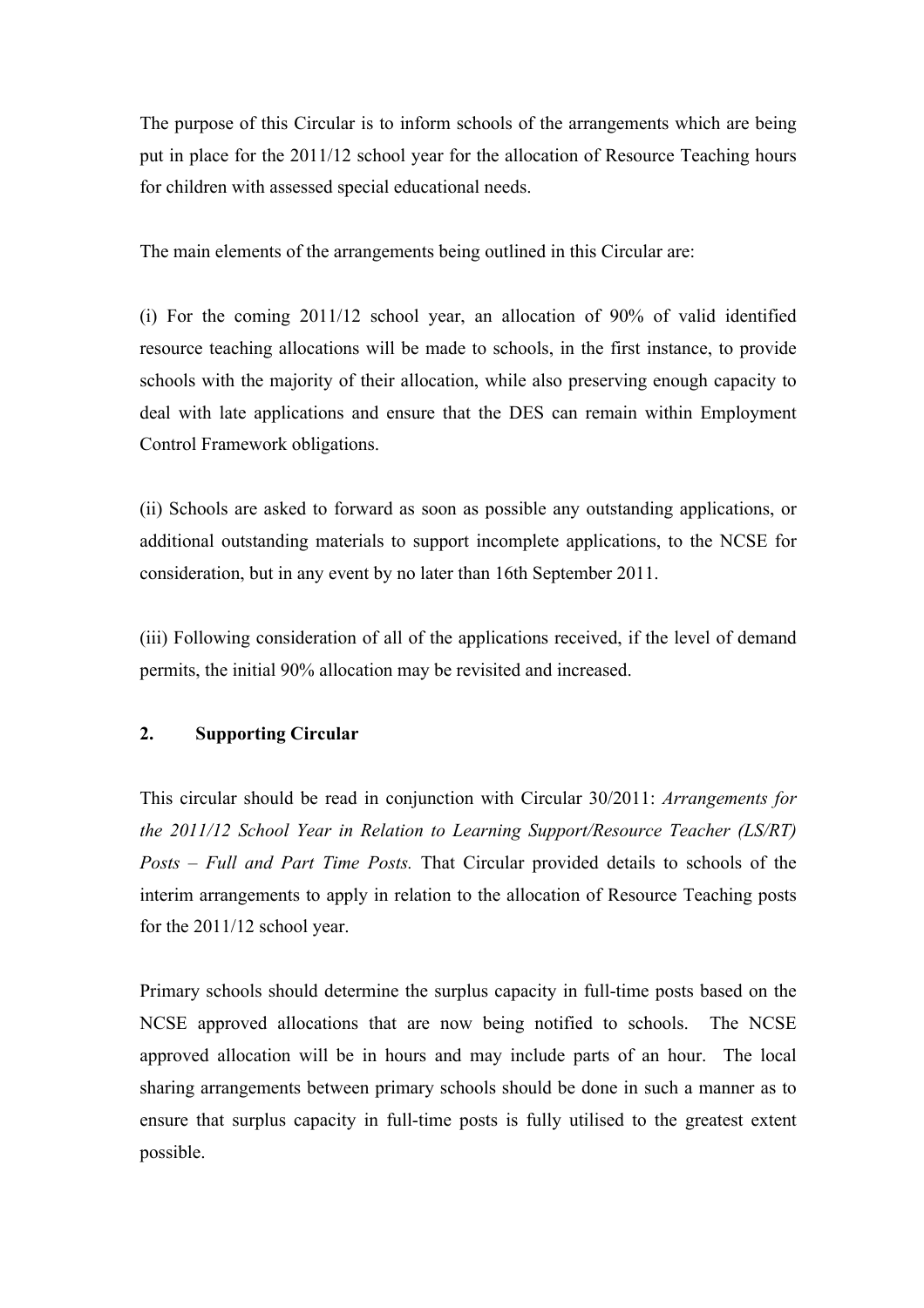The purpose of this Circular is to inform schools of the arrangements which are being put in place for the 2011/12 school year for the allocation of Resource Teaching hours for children with assessed special educational needs.

The main elements of the arrangements being outlined in this Circular are:

(i) For the coming 2011/12 school year, an allocation of 90% of valid identified resource teaching allocations will be made to schools, in the first instance, to provide schools with the majority of their allocation, while also preserving enough capacity to deal with late applications and ensure that the DES can remain within Employment Control Framework obligations.

(ii) Schools are asked to forward as soon as possible any outstanding applications, or additional outstanding materials to support incomplete applications, to the NCSE for consideration, but in any event by no later than 16th September 2011.

(iii) Following consideration of all of the applications received, if the level of demand permits, the initial 90% allocation may be revisited and increased.

## 2. Supporting Circular

This circular should be read in conjunction with Circular 30/2011: *Arrangements for the 2011/12 School Year in Relation to Learning Support/Resource Teacher (LS/RT) Posts – Full and Part Time Posts.* That Circular provided details to schools of the interim arrangements to apply in relation to the allocation of Resource Teaching posts for the 2011/12 school year.

Primary schools should determine the surplus capacity in full-time posts based on the NCSE approved allocations that are now being notified to schools. The NCSE approved allocation will be in hours and may include parts of an hour. The local sharing arrangements between primary schools should be done in such a manner as to ensure that surplus capacity in full-time posts is fully utilised to the greatest extent possible.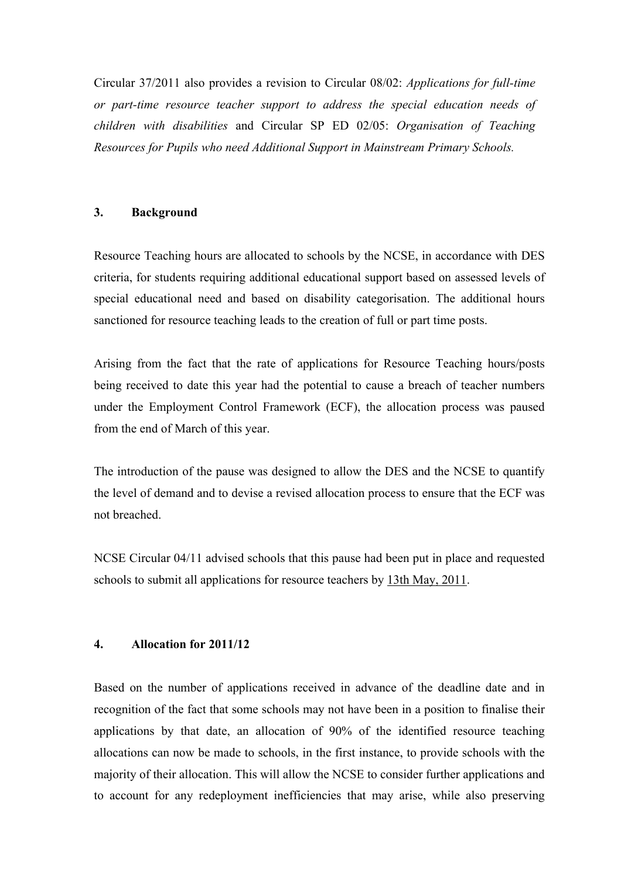Circular 37/2011 also provides a revision to Circular 08/02: *Applications for full-time or part-time resource teacher support to address the special education needs of children with disabilities* and Circular SP ED 02/05: *Organisation of Teaching Resources for Pupils who need Additional Support in Mainstream Primary Schools.*

## 3. Background

Resource Teaching hours are allocated to schools by the NCSE, in accordance with DES criteria, for students requiring additional educational support based on assessed levels of special educational need and based on disability categorisation. The additional hours sanctioned for resource teaching leads to the creation of full or part time posts.

Arising from the fact that the rate of applications for Resource Teaching hours/posts being received to date this year had the potential to cause a breach of teacher numbers under the Employment Control Framework (ECF), the allocation process was paused from the end of March of this year.

The introduction of the pause was designed to allow the DES and the NCSE to quantify the level of demand and to devise a revised allocation process to ensure that the ECF was not breached.

NCSE Circular 04/11 advised schools that this pause had been put in place and requested schools to submit all applications for resource teachers by 13th May, 2011.

## 4. Allocation for 2011/12

Based on the number of applications received in advance of the deadline date and in recognition of the fact that some schools may not have been in a position to finalise their applications by that date, an allocation of 90% of the identified resource teaching allocations can now be made to schools, in the first instance, to provide schools with the majority of their allocation. This will allow the NCSE to consider further applications and to account for any redeployment inefficiencies that may arise, while also preserving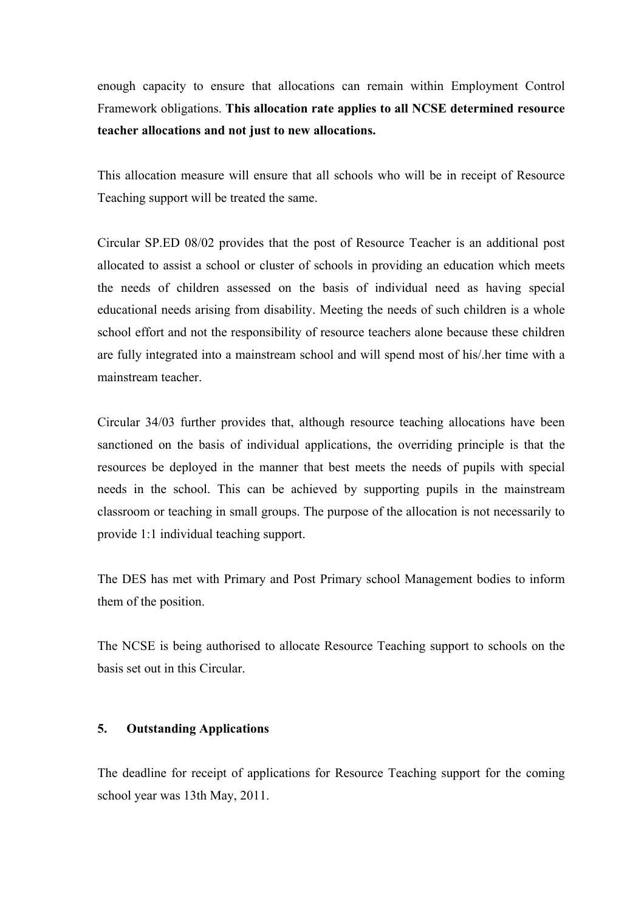enough capacity to ensure that allocations can remain within Employment Control Framework obligations. **This allocation rate applies to all NCSE determined resource teacher allocations and not just to new allocations.**

This allocation measure will ensure that all schools who will be in receipt of Resource Teaching support will be treated the same.

Circular SP.ED 08/02 provides that the post of Resource Teacher is an additional post allocated to assist a school or cluster of schools in providing an education which meets the needs of children assessed on the basis of individual need as having special educational needs arising from disability. Meeting the needs of such children is a whole school effort and not the responsibility of resource teachers alone because these children are fully integrated into a mainstream school and will spend most of his/.her time with a mainstream teacher.

Circular 34/03 further provides that, although resource teaching allocations have been sanctioned on the basis of individual applications, the overriding principle is that the resources be deployed in the manner that best meets the needs of pupils with special needs in the school. This can be achieved by supporting pupils in the mainstream classroom or teaching in small groups. The purpose of the allocation is not necessarily to provide 1:1 individual teaching support.

The DES has met with Primary and Post Primary school Management bodies to inform them of the position.

The NCSE is being authorised to allocate Resource Teaching support to schools on the basis set out in this Circular.

## 5. Outstanding Applications

The deadline for receipt of applications for Resource Teaching support for the coming school year was 13th May, 2011.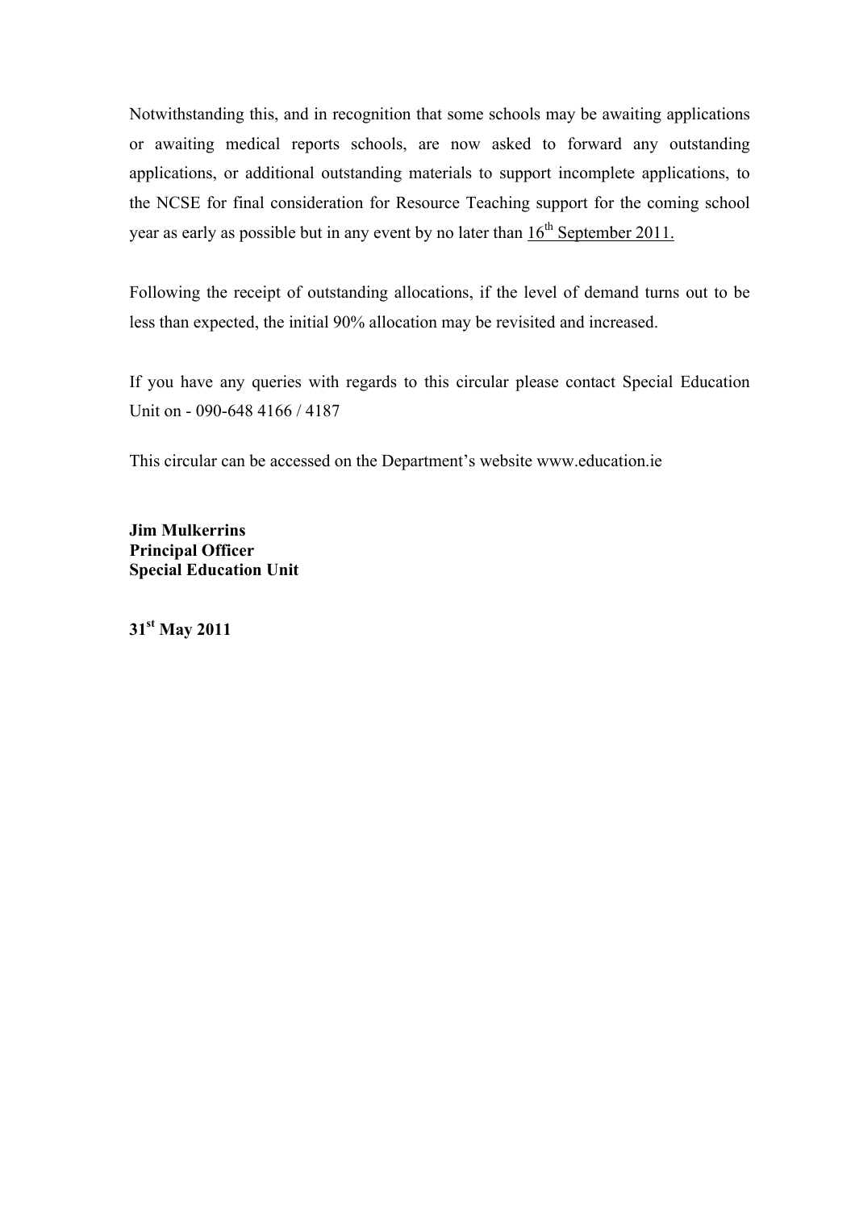Notwithstanding this, and in recognition that some schools may be awaiting applications or awaiting medical reports schools, are now asked to forward any outstanding applications, or additional outstanding materials to support incomplete applications, to the NCSE for final consideration for Resource Teaching support for the coming school year as early as possible but in any event by no later than 16th September 2011.

Following the receipt of outstanding allocations, if the level of demand turns out to be less than expected, the initial 90% allocation may be revisited and increased.

If you have any queries with regards to this circular please contact Special Education Unit on - 090-648 4166 / 4187

This circular can be accessed on the Department's website www.education.ie

**Jim Mulkerrins**
**Principal Officer**
**Special Education Unit**

**31st May 2011**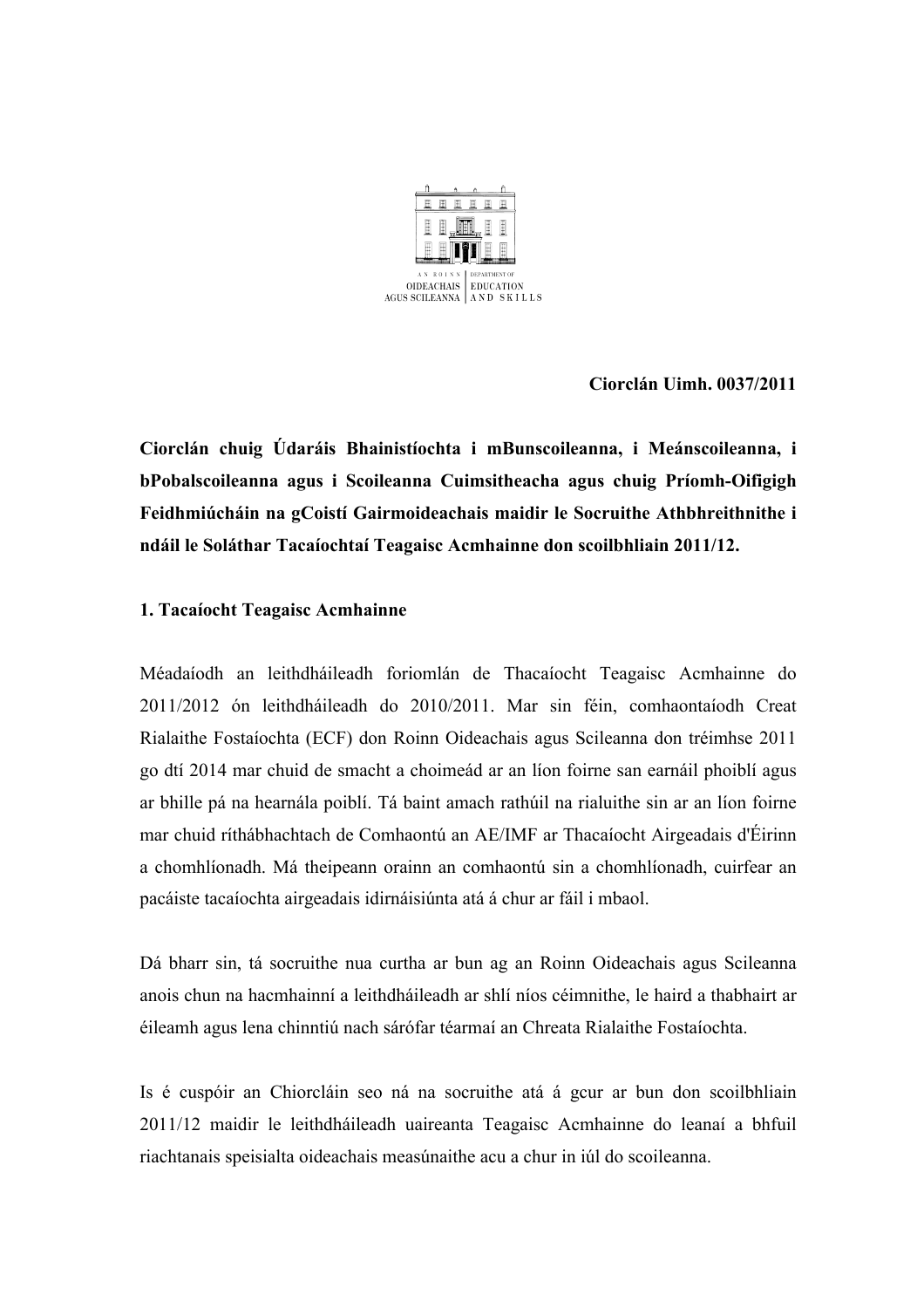AN ROINN OIDEACHAIS AGUS SCILEANNA | DEPARTMENT OF EDUCATION AND SKILLS

**Ciorclán Uimh. 0037/2011**

**Ciorclán chuig Údaráis Bhainistíochta i mBunscoileanna, i Meánscoileanna, i bPobalscoileanna agus i Scoileanna Cuimsitheacha agus chuig Príomh-Oifigigh Feidhmiúcháin na gCoistí Gairmoideachais maidir le Socruithe Athbhreithnithe i ndáil le Soláthar Tacaíochtaí Teagaisc Acmhainne don scoilbhliain 2011/12.**

## 1. Tacaíocht Teagaisc Acmhainne

Méadaíodh an leithdháileadh foriomlán de Thacaíocht Teagaisc Acmhainne do 2011/2012 ón leithdháileadh do 2010/2011. Mar sin féin, comhaontaíodh Creat Rialaithe Fostaíochta (ECF) don Roinn Oideachais agus Scileanna don tréimhse 2011 go dtí 2014 mar chuid de smacht a choimeád ar an líon foirne san earnáil phoiblí agus ar bhille pá na hearnála poiblí. Tá baint amach rathúil na rialuithe sin ar an líon foirne mar chuid ríthábhachtach de Comhaontú an AE/IMF ar Thacaíocht Airgeadais d'Éirinn a chomhlíonadh. Má theipeann orainn an comhaontú sin a chomhlíonadh, cuirfear an pacáiste tacaíochta airgeadais idirnáisiúnta atá á chur ar fáil i mbaol.

Dá bharr sin, tá socruithe nua curtha ar bun ag an Roinn Oideachais agus Scileanna anois chun na hacmhainní a leithdháileadh ar shlí níos céimnithe, le haird a thabhairt ar éileamh agus lena chinntiú nach sárófar téarmaí an Chreata Rialaithe Fostaíochta.

Is é cuspóir an Chiorcláin seo ná na socruithe atá á gcur ar bun don scoilbhliain 2011/12 maidir le leithdháileadh uaireanta Teagaisc Acmhainne do leanaí a bhfuil riachtanais speisialta oideachais measúnaithe acu a chur in iúl do scoileanna.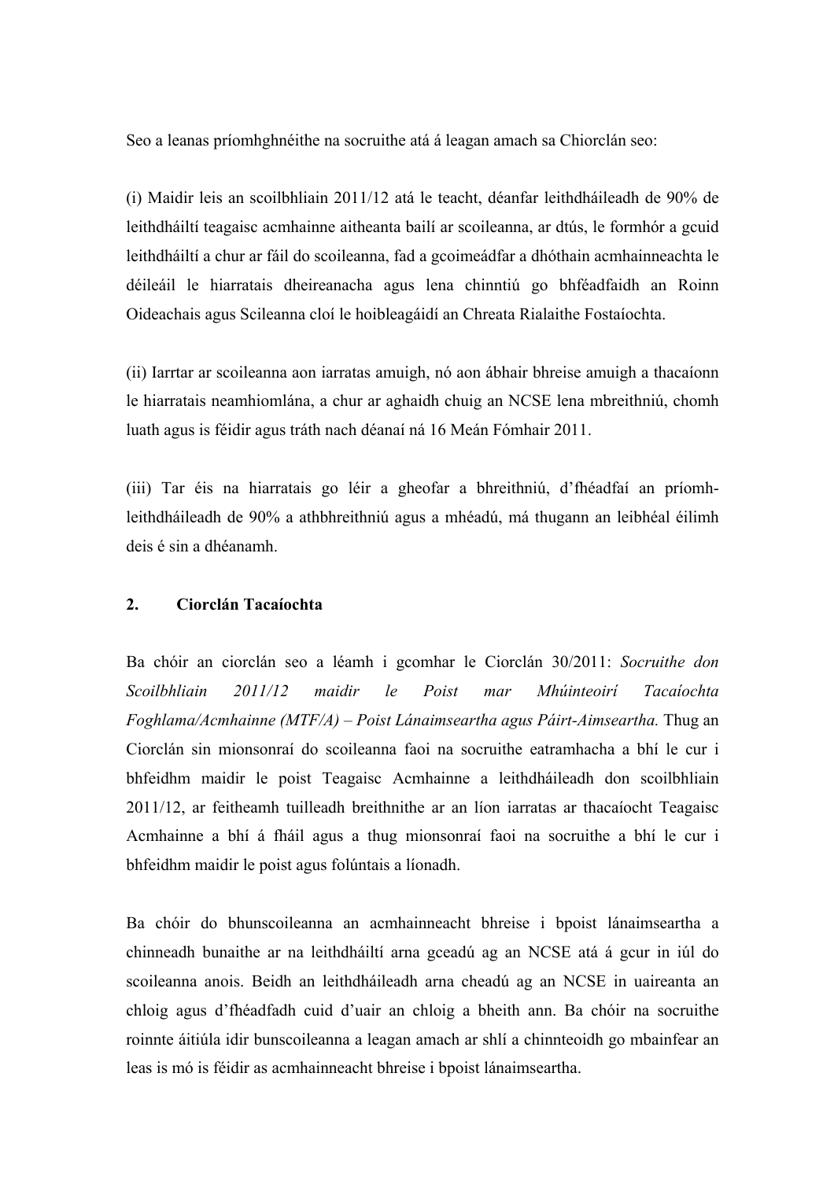Seo a leanas príomhghnéithe na socruithe atá á leagan amach sa Chiorclán seo:

(i) Maidir leis an scoilbhliain 2011/12 atá le teacht, déanfar leithdháileadh de 90% de leithdháiltí teagaisc acmhainne aitheanta bailí ar scoileanna, ar dtús, le formhór a gcuid leithdháiltí a chur ar fáil do scoileanna, fad a gcoimeádfar a dhóthain acmhainneachta le déileáil le hiarratais dheireanacha agus lena chinntiú go bhféadfaidh an Roinn Oideachais agus Scileanna cloí le hoibleagáidí an Chreata Rialaithe Fostaíochta.

(ii) Iarrtar ar scoileanna aon iarratas amuigh, nó aon ábhair bhreise amuigh a thacaíonn le hiarratais neamhiomlána, a chur ar aghaidh chuig an NCSE lena mbreithniú, chomh luath agus is féidir agus tráth nach déanaí ná 16 Meán Fómhair 2011.

(iii) Tar éis na hiarratais go léir a gheofar a bhreithniú, d'fhéadfaí an príomh-leithdháileadh de 90% a athbhreithniú agus a mhéadú, má thugann an leibhéal éilimh deis é sin a dhéanamh.

## 2. Ciorclán Tacaíochta

Ba chóir an ciorclán seo a léamh i gcomhar le Ciorclán 30/2011: *Socruithe don Scoilbhliain 2011/12 maidir le Poist mar Mhúinteoirí Tacaíochta Foghlama/Acmhainne (MTF/A) – Poist Lánaimseartha agus Páirt-Aimseartha.* Thug an Ciorclán sin mionsonraí do scoileanna faoi na socruithe eatramhacha a bhí le cur i bhfeidhm maidir le poist Teagaisc Acmhainne a leithdháileadh don scoilbhliain 2011/12, ar feitheamh tuilleadh breithnithe ar an líon iarratas ar thacaíocht Teagaisc Acmhainne a bhí á fháil agus a thug mionsonraí faoi na socruithe a bhí le cur i bhfeidhm maidir le poist agus folúntais a líonadh.

Ba chóir do bhunscoileanna an acmhainneacht bhreise i bpoist lánaimseartha a chinneadh bunaithe ar na leithdháiltí arna gceadú ag an NCSE atá á gcur in iúl do scoileanna anois. Beidh an leithdháileadh arna cheadú ag an NCSE in uaireanta an chloig agus d'fhéadfadh cuid d'uair an chloig a bheith ann. Ba chóir na socruithe roinnte áitiúla idir bunscoileanna a leagan amach ar shlí a chinnteoidh go mbainfear an leas is mó is féidir as acmhainneacht bhreise i bpoist lánaimseartha.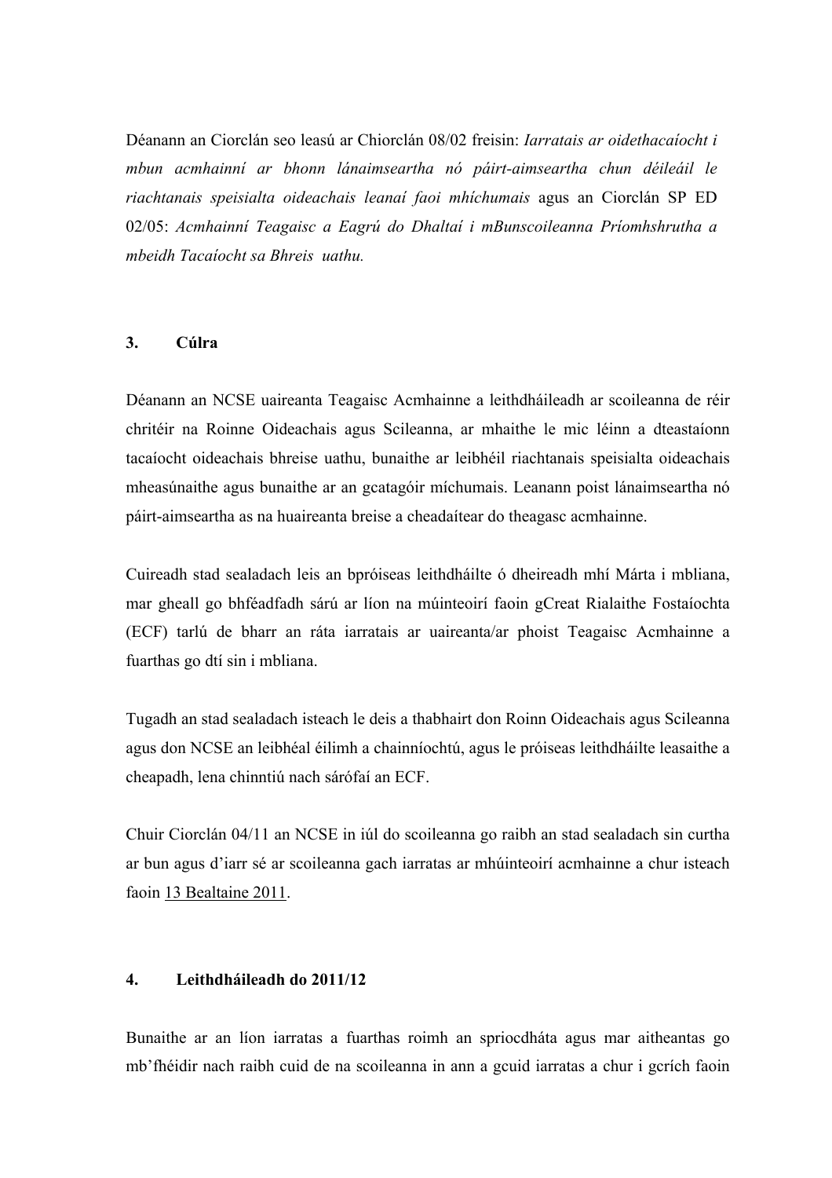Déanann an Ciorclán seo leasú ar Chiorclán 08/02 freisin: *Iarratais ar oidethacaíocht i mbun acmhainní ar bhonn lánaimseartha nó páirt-aimseartha chun déileáil le riachtanais speisialta oideachais leanaí faoi mhíchumais* agus an Ciorclán SP ED 02/05: *Acmhainní Teagaisc a Eagrú do Dhaltaí i mBunscoileanna Príomhshrutha a mbeidh Tacaíocht sa Bhreis uathu.*

## 3. Cúlra

Déanann an NCSE uaireanta Teagaisc Acmhainne a leithdháileadh ar scoileanna de réir chritéir na Roinne Oideachais agus Scileanna, ar mhaithe le mic léinn a dteastaíonn tacaíocht oideachais bhreise uathu, bunaithe ar leibhéil riachtanais speisialta oideachais mheasúnaithe agus bunaithe ar an gcatagóir míchumais. Leanann poist lánaimseartha nó páirt-aimseartha as na huaireanta breise a cheadaítear do theagasc acmhainne.

Cuireadh stad sealadach leis an bpróiseas leithdháilte ó dheireadh mhí Márta i mbliana, mar gheall go bhféadfadh sárú ar líon na múinteoirí faoin gCreat Rialaithe Fostaíochta (ECF) tarlú de bharr an ráta iarratais ar uaireanta/ar phoist Teagaisc Acmhainne a fuarthas go dtí sin i mbliana.

Tugadh an stad sealadach isteach le deis a thabhairt don Roinn Oideachais agus Scileanna agus don NCSE an leibhéal éilimh a chainníochtú, agus le próiseas leithdháilte leasaithe a cheapadh, lena chinntiú nach sárófaí an ECF.

Chuir Ciorclán 04/11 an NCSE in iúl do scoileanna go raibh an stad sealadach sin curtha ar bun agus d'iarr sé ar scoileanna gach iarratas ar mhúinteoirí acmhainne a chur isteach faoin 13 Bealtaine 2011.

## 4. Leithdháileadh do 2011/12

Bunaithe ar an líon iarratas a fuarthas roimh an spriocdháta agus mar aitheantas go mb'fhéidir nach raibh cuid de na scoileanna in ann a gcuid iarratas a chur i gcrích faoin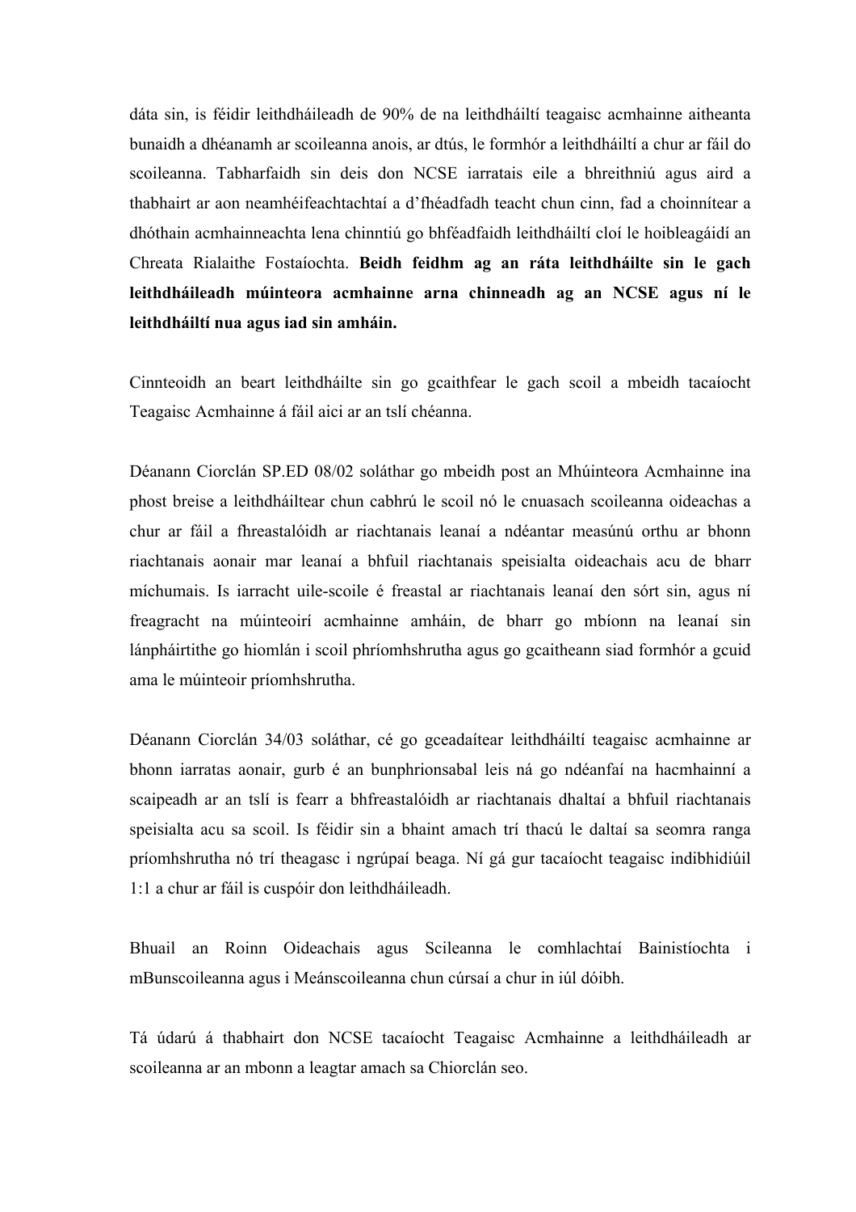dáta sin, is féidir leithdháileadh de 90% de na leithdháiltí teagaisc acmhainne aitheanta bunaidh a dhéanamh ar scoileanna anois, ar dtús, le formhór a leithdháiltí a chur ar fáil do scoileanna. Tabharfaidh sin deis don NCSE iarratais eile a bhreithniú agus aird a thabhairt ar aon neamhéifeachtachtaí a d'fhéadfadh teacht chun cinn, fad a choinnítear a dhóthain acmhainneachta lena chinntiú go bhféadfaidh leithdháiltí cloí le hoibleagáidí an Chreata Rialaithe Fostaíochta. **Beidh feidhm ag an ráta leithdháilte sin le gach leithdháileadh múinteora acmhainne arna chinneadh ag an NCSE agus ní le leithdháiltí nua agus iad sin amháin.**

Cinnteoidh an beart leithdháilte sin go gcaithfear le gach scoil a mbeidh tacaíocht Teagaisc Acmhainne á fáil aici ar an tslí chéanna.

Déanann Ciorclán SP.ED 08/02 soláthar go mbeidh post an Mhúinteora Acmhainne ina phost breise a leithdháiltear chun cabhrú le scoil nó le cnuasach scoileanna oideachas a chur ar fáil a fhreastalóidh ar riachtanais leanaí a ndéantar measúnú orthu ar bhonn riachtanais aonair mar leanaí a bhfuil riachtanais speisialta oideachais acu de bharr míchumais. Is iarracht uile-scoile é freastal ar riachtanais leanaí den sórt sin, agus ní freagracht na múinteoirí acmhainne amháin, de bharr go mbíonn na leanaí sin lánpháirtithe go hiomlán i scoil phríomhshrutha agus go gcaitheann siad formhór a gcuid ama le múinteoir príomhshrutha.

Déanann Ciorclán 34/03 soláthar, cé go gceadaítear leithdháiltí teagaisc acmhainne ar bhonn iarratas aonair, gurb é an bunphrionsabal leis ná go ndéanfaí na hacmhainní a scaipeadh ar an tslí is fearr a bhfreastalóidh ar riachtanais dhaltaí a bhfuil riachtanais speisialta acu sa scoil. Is féidir sin a bhaint amach trí thacú le daltaí sa seomra ranga príomhshrutha nó trí theagasc i ngrúpaí beaga. Ní gá gur tacaíocht teagaisc indibhidiúil 1:1 a chur ar fáil is cuspóir don leithdháileadh.

Bhuail an Roinn Oideachais agus Scileanna le comhlachtaí Bainistíochta i mBunscoileanna agus i Meánscoileanna chun cúrsaí a chur in iúl dóibh.

Tá údarú á thabhairt don NCSE tacaíocht Teagaisc Acmhainne a leithdháileadh ar scoileanna ar an mbonn a leagtar amach sa Chiorclán seo.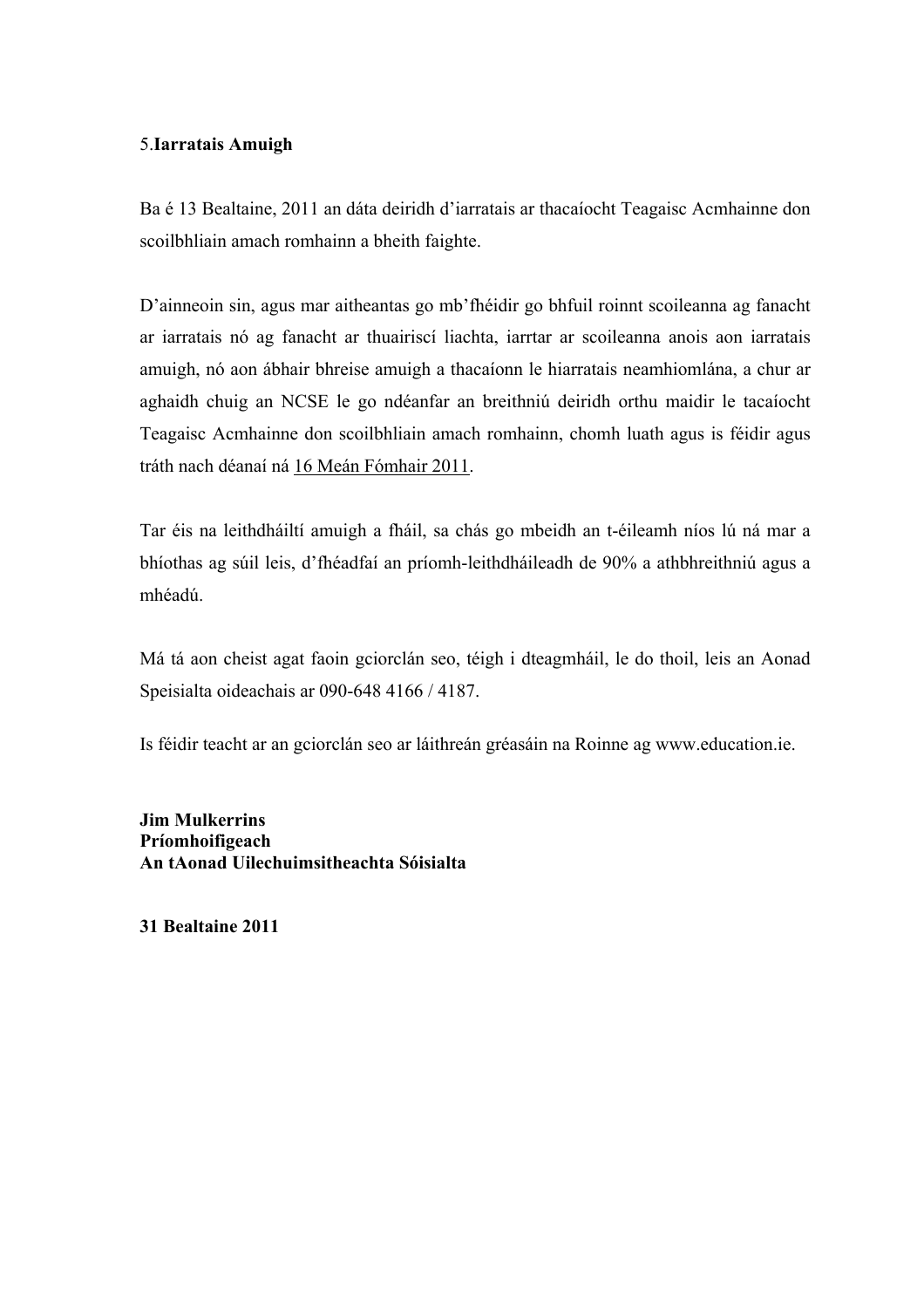5.**Iarratais Amuigh**

Ba é 13 Bealtaine, 2011 an dáta deiridh d'iarratais ar thacaíocht Teagaisc Acmhainne don scoilbhliain amach romhainn a bheith faighte.

D'ainneoin sin, agus mar aitheantas go mb'fhéidir go bhfuil roinnt scoileanna ag fanacht ar iarratais nó ag fanacht ar thuairiscí liachta, iarrtar ar scoileanna anois aon iarratais amuigh, nó aon ábhair bhreise amuigh a thacaíonn le hiarratais neamhiomlána, a chur ar aghaidh chuig an NCSE le go ndéanfar an breithniú deiridh orthu maidir le tacaíocht Teagaisc Acmhainne don scoilbhliain amach romhainn, chomh luath agus is féidir agus tráth nach déanaí ná 16 Meán Fómhair 2011.

Tar éis na leithdháiltí amuigh a fháil, sa chás go mbeidh an t-éileamh níos lú ná mar a bhíothas ag súil leis, d'fhéadfaí an príomh-leithdháileadh de 90% a athbhreithniú agus a mhéadú.

Má tá aon cheist agat faoin gciorclán seo, téigh i dteagmháil, le do thoil, leis an Aonad Speisialta oideachais ar 090-648 4166 / 4187.

Is féidir teacht ar an gciorclán seo ar láithreán gréasáin na Roinne ag www.education.ie.

**Jim Mulkerrins**
**Príomhoifigeach**
**An tAonad Uilechuimsitheachta Sóisialta**

**31 Bealtaine 2011**